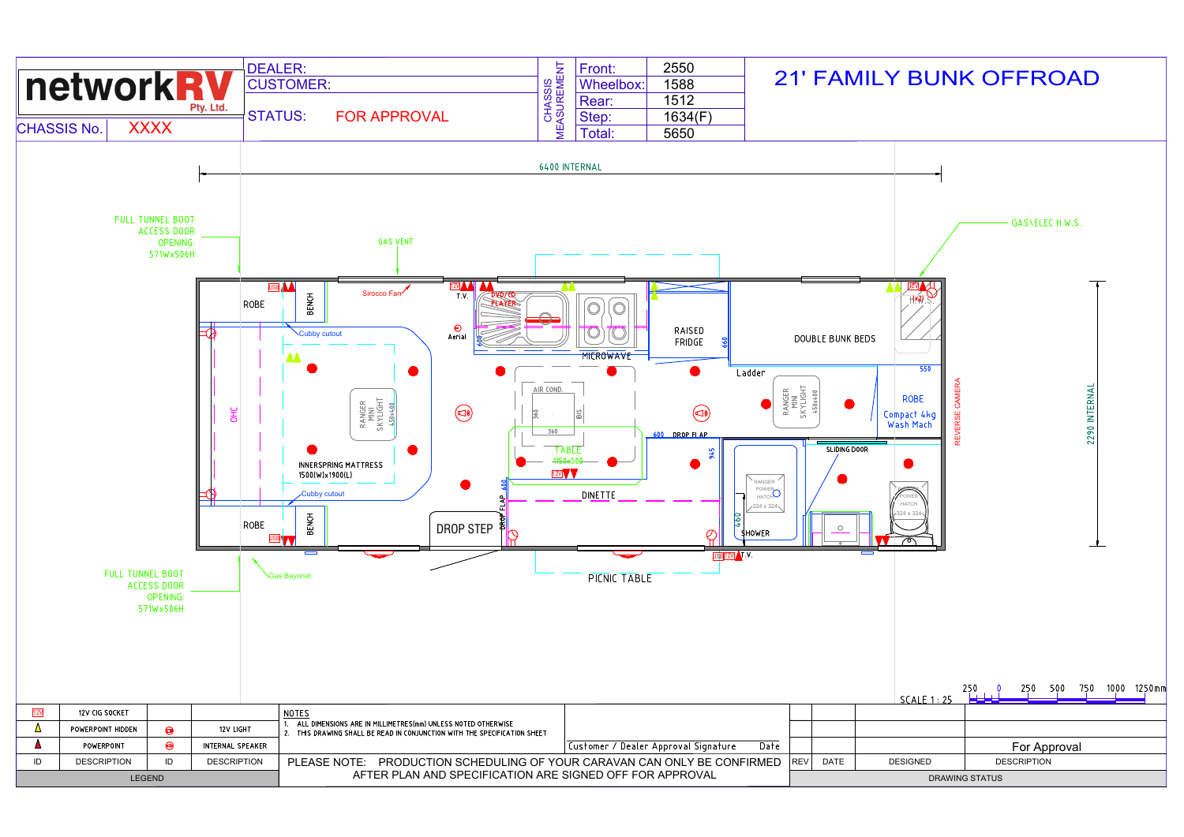# networkRV Pty. Ltd.

**CHASSIS No.** XXXX

| DEALER: | |
|---|---|
| CUSTOMER: | |
| STATUS: | FOR APPROVAL |

**CHASSIS MEASUREMENT**

| | |
|---|---|
| Front: | 2550 |
| Wheelbox: | 1588 |
| Rear: | 1512 |
| Step: | 1634(F) |
| Total: | 5650 |

# 21' FAMILY BUNK OFFROAD

6400 INTERNAL

2290 INTERNAL

FULL TUNNEL BOOT ACCESS DOOR OPENING: 571Wx506H

FULL TUNNEL BOOT ACCESS DOOR OPENING: 571Wx506H

GAS VENT

GAS\ELEC H.W.S.

ROBE

BENCH

Sirocco Fan

T.V.

DVD/CD PLAYER

Aerial

600

MICROWAVE

RAISED FRIDGE

660

DOUBLE BUNK BEDS

HWS

Ladder

550

ROBE

Compact 4kg Wash Mach

REVERSE CAMERA

Cubby cutout

OHC

RANGER MINI SKYLIGHT 450x400

AIR COND.

360

815

360

600 DROP FLAP

945

RANGER MINI SKYLIGHT 450x400

TABLE 1150x500

INNERSPRING MATTRESS 1500(W)x1900(L)

Cubby cutout

600

DROP FLAP

DINETTE

SLIDING DOOR

RANGER POWER HATCH 324 x 324

460

SHOWER

POWER HATCH 324 x 324

ROBE

BENCH

DROP STEP

T.V.

Gas Bayonet

PICNIC TABLE

SCALE 1 : 25

250 0 250 500 750 1000 1250mm

| ID | DESCRIPTION | ID | DESCRIPTION |
|---|---|---|---|
| 12V | 12V CIG SOCKET | | |
| | POWERPOINT HIDDEN | | 12V LIGHT |
| | POWERPOINT | | INTERNAL SPEAKER |

LEGEND

**NOTES**

1. ALL DIMENSIONS ARE IN MILLIMETRES(mm) UNLESS NOTED OTHERWISE
2. THIS DRAWING SHALL BE READ IN CONJUNCTION WITH THE SPECIFICATION SHEET

Customer / Dealer Approval Signature    Date

PLEASE NOTE: PRODUCTION SCHEDULING OF YOUR CARAVAN CAN ONLY BE CONFIRMED AFTER PLAN AND SPECIFICATION ARE SIGNED OFF FOR APPROVAL

| REV | DATE | DESIGNED | DESCRIPTION |
|---|---|---|---|
| | | | For Approval |

DRAWING STATUS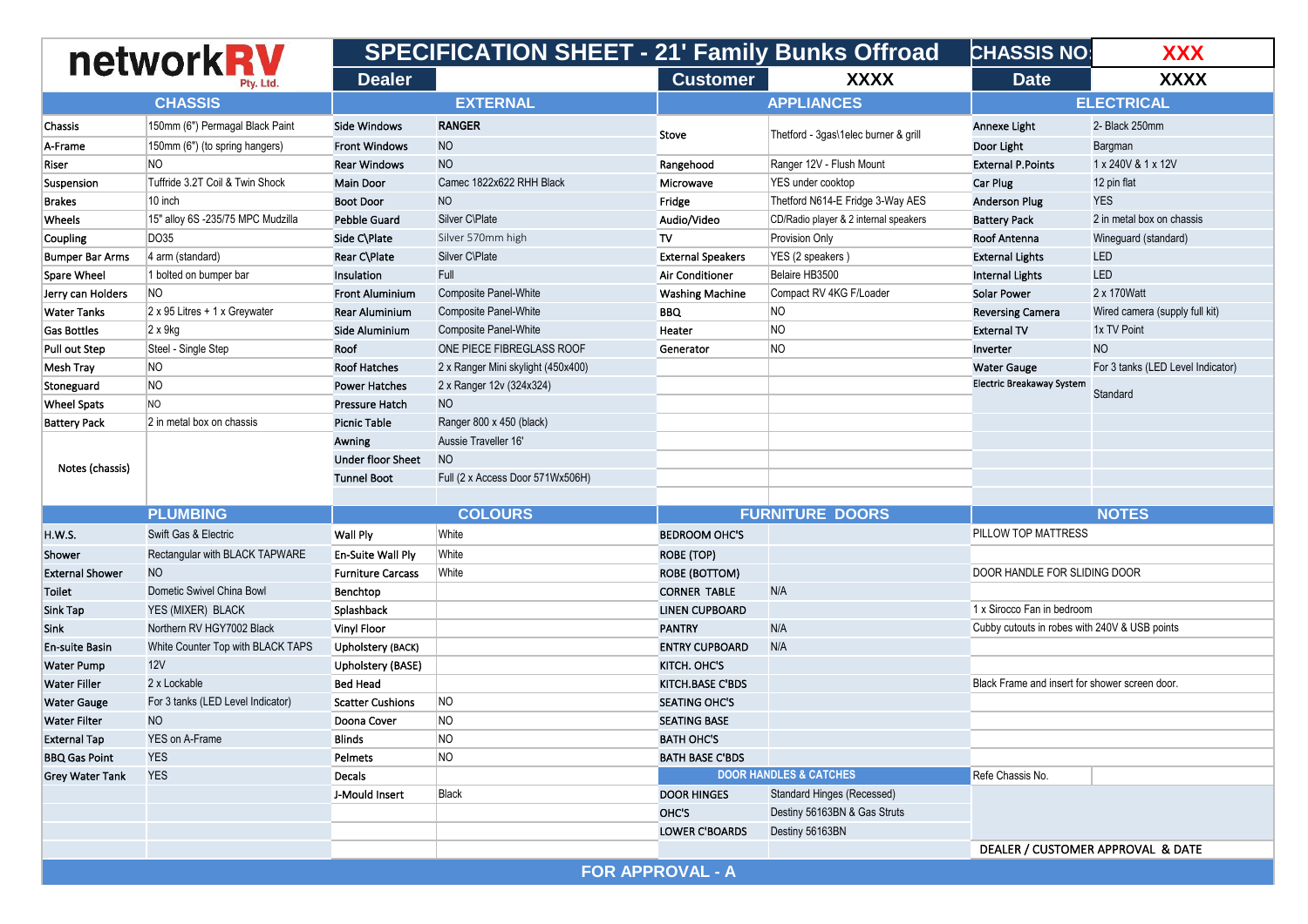# networkRV Pty. Ltd.

## SPECIFICATION SHEET - 21' Family Bunks Offroad

| | | | |
|---|---|---|---|
| CHASSIS NO: | XXX | | |
| Dealer | | Customer | XXXX |
| Date | XXXX | | |

### CHASSIS / EXTERNAL / APPLIANCES / ELECTRICAL

| CHASSIS | | EXTERNAL | | APPLIANCES | | ELECTRICAL | |
|---|---|---|---|---|---|---|---|
| Chassis | 150mm (6") Permagal Black Paint | Side Windows | RANGER | Stove | Thetford - 3gas\1elec burner & grill | Annexe Light | 2- Black 250mm |
| A-Frame | 150mm (6") (to spring hangers) | Front Windows | NO | | | Door Light | Bargman |
| Riser | NO | Rear Windows | NO | Rangehood | Ranger 12V - Flush Mount | External P.Points | 1 x 240V & 1 x 12V |
| Suspension | Tuffride 3.2T Coil & Twin Shock | Main Door | Camec 1822x622 RHH Black | Microwave | YES under cooktop | Car Plug | 12 pin flat |
| Brakes | 10 inch | Boot Door | NO | Fridge | Thetford N614-E Fridge 3-Way AES | Anderson Plug | YES |
| Wheels | 15" alloy 6S -235/75 MPC Mudzilla | Pebble Guard | Silver C\Plate | Audio/Video | CD/Radio player & 2 internal speakers | Battery Pack | 2 in metal box on chassis |
| Coupling | DO35 | Side C\Plate | Silver 570mm high | TV | Provision Only | Roof Antenna | Wineguard (standard) |
| Bumper Bar Arms | 4 arm (standard) | Rear C\Plate | Silver C\Plate | External Speakers | YES (2 speakers ) | External Lights | LED |
| Spare Wheel | 1 bolted on bumper bar | Insulation | Full | Air Conditioner | Belaire HB3500 | Internal Lights | LED |
| Jerry can Holders | NO | Front Aluminium | Composite Panel-White | Washing Machine | Compact RV 4KG F/Loader | Solar Power | 2 x 170Watt |
| Water Tanks | 2 x 95 Litres + 1 x Greywater | Rear Aluminium | Composite Panel-White | BBQ | NO | Reversing Camera | Wired camera (supply full kit) |
| Gas Bottles | 2 x 9kg | Side Aluminium | Composite Panel-White | Heater | NO | External TV | 1x TV Point |
| Pull out Step | Steel - Single Step | Roof | ONE PIECE FIBREGLASS ROOF | Generator | NO | Inverter | NO |
| Mesh Tray | NO | Roof Hatches | 2 x Ranger Mini skylight (450x400) | | | Water Gauge | For 3 tanks (LED Level Indicator) |
| Stoneguard | NO | Power Hatches | 2 x Ranger 12v (324x324) | | | Electric Breakaway System | Standard |
| Wheel Spats | NO | Pressure Hatch | NO | | | | |
| Battery Pack | 2 in metal box on chassis | Picnic Table | Ranger 800 x 450 (black) | | | | |
| Notes (chassis) | | Awning | Aussie Traveller 16' | | | | |
| | | Under floor Sheet | NO | | | | |
| | | Tunnel Boot | Full (2 x Access Door 571Wx506H) | | | | |

### PLUMBING / COLOURS / FURNITURE DOORS / NOTES

| PLUMBING | | COLOURS | | FURNITURE DOORS | | NOTES |
|---|---|---|---|---|---|---|
| H.W.S. | Swift Gas & Electric | Wall Ply | White | BEDROOM OHC'S | | PILLOW TOP MATTRESS |
| Shower | Rectangular with BLACK TAPWARE | En-Suite Wall Ply | White | ROBE (TOP) | | |
| External Shower | NO | Furniture Carcass | White | ROBE (BOTTOM) | | DOOR HANDLE FOR SLIDING DOOR |
| Toilet | Dometic Swivel China Bowl | Benchtop | | CORNER TABLE | N/A | |
| Sink Tap | YES (MIXER) BLACK | Splashback | | LINEN CUPBOARD | | 1 x Sirocco Fan in bedroom |
| Sink | Northern RV HGY7002 Black | Vinyl Floor | | PANTRY | N/A | Cubby cutouts in robes with 240V & USB points |
| En-suite Basin | White Counter Top with BLACK TAPS | Upholstery (BACK) | | ENTRY CUPBOARD | N/A | |
| Water Pump | 12V | Upholstery (BASE) | | KITCH. OHC'S | | |
| Water Filler | 2 x Lockable | Bed Head | | KITCH.BASE C'BDS | | Black Frame and insert for shower screen door. |
| Water Gauge | For 3 tanks (LED Level Indicator) | Scatter Cushions | NO | SEATING OHC'S | | |
| Water Filter | NO | Doona Cover | NO | SEATING BASE | | |
| External Tap | YES on A-Frame | Blinds | NO | BATH OHC'S | | |
| BBQ Gas Point | YES | Pelmets | NO | BATH BASE C'BDS | | |
| Grey Water Tank | YES | Decals | | **DOOR HANDLES & CATCHES** | | Refe Chassis No. |
| | | J-Mould Insert | Black | DOOR HINGES | Standard Hinges (Recessed) | |
| | | | | OHC'S | Destiny 56163BN & Gas Struts | |
| | | | | LOWER C'BOARDS | Destiny 56163BN | |
| | | | | | | DEALER / CUSTOMER APPROVAL & DATE |

**FOR APPROVAL - A**